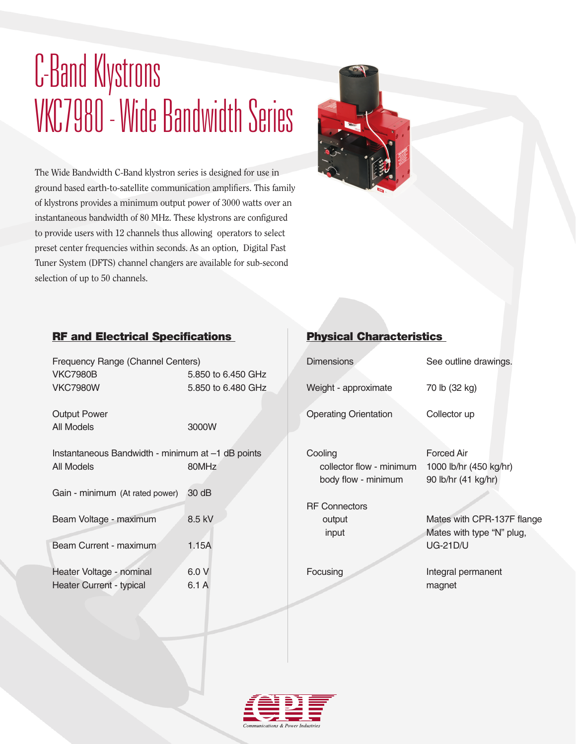# C-Band Klystrons
# VKC7980 - Wide Bandwidth Series

The Wide Bandwidth C-Band klystron series is designed for use in ground based earth-to-satellite communication amplifiers. This family of klystrons provides a minimum output power of 3000 watts over an instantaneous bandwidth of 80 MHz. These klystrons are configured to provide users with 12 channels thus allowing operators to select preset center frequencies within seconds. As an option, Digital Fast Tuner System (DFTS) channel changers are available for sub-second selection of up to 50 channels.

## RF and Electrical Specifications

| | |
|---|---|
| Frequency Range (Channel Centers) | |
| VKC7980B | 5.850 to 6.450 GHz |
| VKC7980W | 5.850 to 6.480 GHz |
| Output Power | |
| All Models | 3000W |
| Instantaneous Bandwidth - minimum at –1 dB points | |
| All Models | 80MHz |
| Gain - minimum (At rated power) | 30 dB |
| Beam Voltage - maximum | 8.5 kV |
| Beam Current - maximum | 1.15A |
| Heater Voltage - nominal | 6.0 V |
| Heater Current - typical | 6.1 A |

## Physical Characteristics

| | |
|---|---|
| Dimensions | See outline drawings. |
| Weight - approximate | 70 lb (32 kg) |
| Operating Orientation | Collector up |
| Cooling | Forced Air |
| collector flow - minimum | 1000 lb/hr (450 kg/hr) |
| body flow - minimum | 90 lb/hr (41 kg/hr) |
| RF Connectors | |
| output | Mates with CPR-137F flange |
| input | Mates with type "N" plug, UG-21D/U |
| Focusing | Integral permanent magnet |

CPI
Communications & Power Industries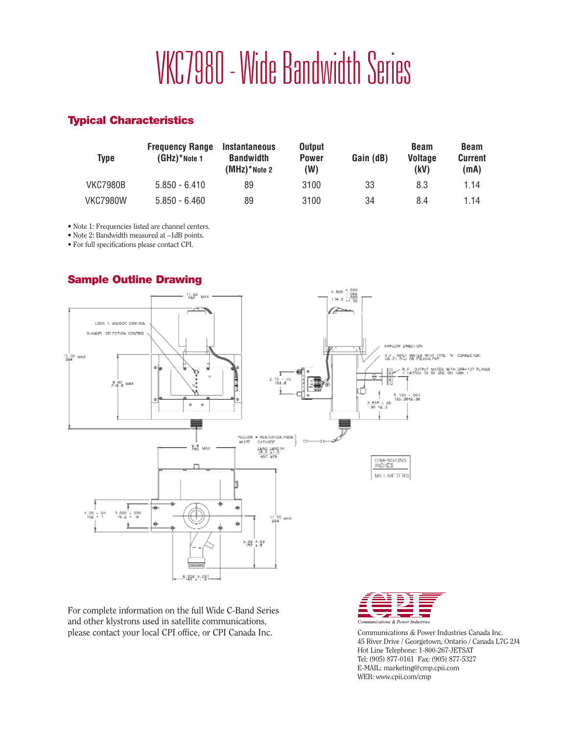# VKC7980 - Wide Bandwidth Series

## Typical Characteristics

| Type | Frequency Range (GHz)*Note 1 | Instantaneous Bandwidth (MHz)*Note 2 | Output Power (W) | Gain (dB) | Beam Voltage (kV) | Beam Current (mA) |
|---|---|---|---|---|---|---|
| VKC7980B | 5.850 - 6.410 | 89 | 3100 | 33 | 8.3 | 1.14 |
| VKC7980W | 5.850 - 6.460 | 89 | 3100 | 34 | 8.4 | 1.14 |

- Note 1: Frequencies listed are channel centers.
- Note 2: Bandwidth measured at –1dB points.
- For full specifications please contact CPI.

## Sample Outline Drawing

LOCK \ UNLOCK CONTROL

CHANNEL SELECTION CONTROL

11.50 MAX
292

15.50 MAX
394

8.60 MAX
218.5

4.500 +.000 -.062
114.3 +.000 -1.58

AIRFLOW DIRECTION

R.F. INPUT MATES WITH TYPE "N" CONNECTOR, UG-21 B/U OR EQUIVALENT

R.F. OUTPUT MATES WITH CPR-137 FLANGE (TAPPED 10 32 UNC ON TUBE)

2.76 ±.03
70.8

5.330 ±.090
135.38±2.38

3.537 ±.09
90 ±2.3

YELLOW = HEATER\CATHODE
WHITE CATHODE

LEAD LENGTH
18.0 ±1.0
457 ±25

9.8 MAX
250

DIMENSIONS INCHES
MILLIMETERS

4.00 ±.04
102 ±1

3.000 ±.030
76.2 ±.8

11.55 MAX
294

5.99 ±.03
152 ±.8

6.000 ±.031
152 ±.8

For complete information on the full Wide C-Band Series and other klystrons used in satellite communications, please contact your local CPI office, or CPI Canada Inc.

CPI
Communications & Power Industries

Communications & Power Industries Canada Inc.
45 River Drive / Georgetown, Ontario / Canada L7G 2J4
Hot Line Telephone: 1-800-267-JETSAT
Tel: (905) 877-0161 Fax: (905) 877-5327
E-MAIL: marketing@cmp.cpii.com
WEB: www.cpii.com/cmp